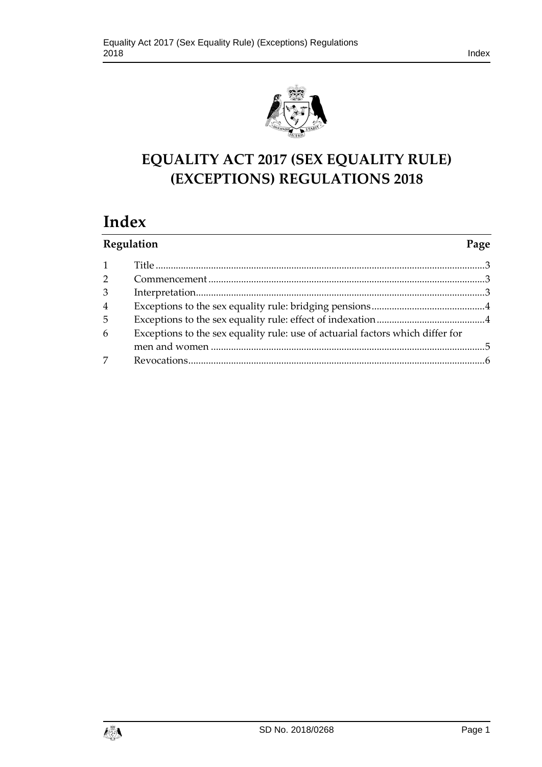# EQUALITY ACT 2017 (SEX EQUALITY RULE) (EXCEPTIONS) REGULATIONS 2018

## Index

| Regulation | | Page |
|---|---|---|
| 1 | Title | 3 |
| 2 | Commencement | 3 |
| 3 | Interpretation | 3 |
| 4 | Exceptions to the sex equality rule: bridging pensions | 4 |
| 5 | Exceptions to the sex equality rule: effect of indexation | 4 |
| 6 | Exceptions to the sex equality rule: use of actuarial factors which differ for men and women | 5 |
| 7 | Revocations | 6 |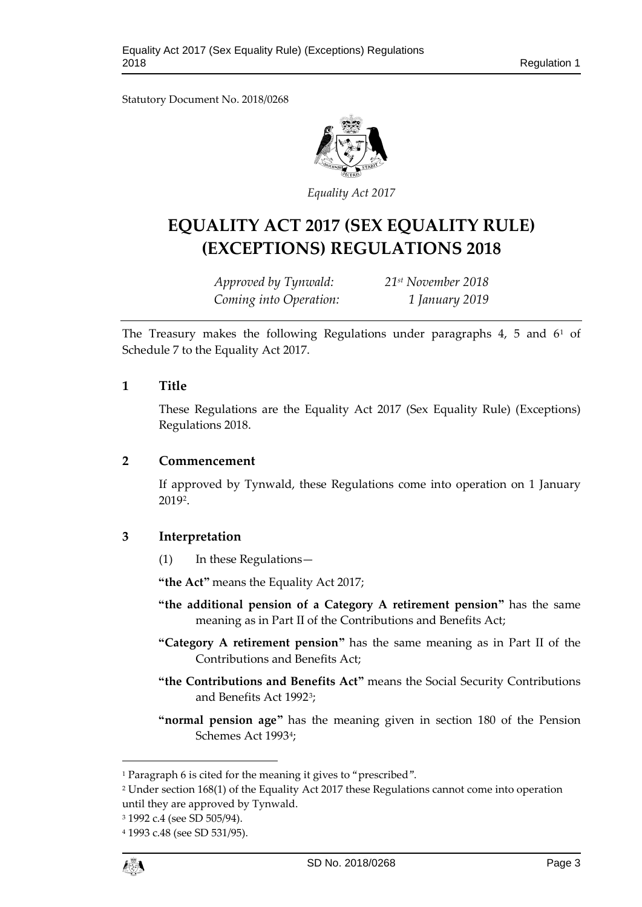Statutory Document No. 2018/0268

*Equality Act 2017*

# EQUALITY ACT 2017 (SEX EQUALITY RULE) (EXCEPTIONS) REGULATIONS 2018

*Approved by Tynwald:* *21st November 2018*
*Coming into Operation:* *1 January 2019*

The Treasury makes the following Regulations under paragraphs 4, 5 and 6[1] of Schedule 7 to the Equality Act 2017.

## 1 Title

These Regulations are the Equality Act 2017 (Sex Equality Rule) (Exceptions) Regulations 2018.

## 2 Commencement

If approved by Tynwald, these Regulations come into operation on 1 January 2019[2].

## 3 Interpretation

(1) In these Regulations—

**"the Act"** means the Equality Act 2017;

**"the additional pension of a Category A retirement pension"** has the same meaning as in Part II of the Contributions and Benefits Act;

**"Category A retirement pension"** has the same meaning as in Part II of the Contributions and Benefits Act;

**"the Contributions and Benefits Act"** means the Social Security Contributions and Benefits Act 1992[3];

**"normal pension age"** has the meaning given in section 180 of the Pension Schemes Act 1993[4];

---

[1] Paragraph 6 is cited for the meaning it gives to "prescribed".

[2] Under section 168(1) of the Equality Act 2017 these Regulations cannot come into operation until they are approved by Tynwald.

[3] 1992 c.4 (see SD 505/94).

[4] 1993 c.48 (see SD 531/95).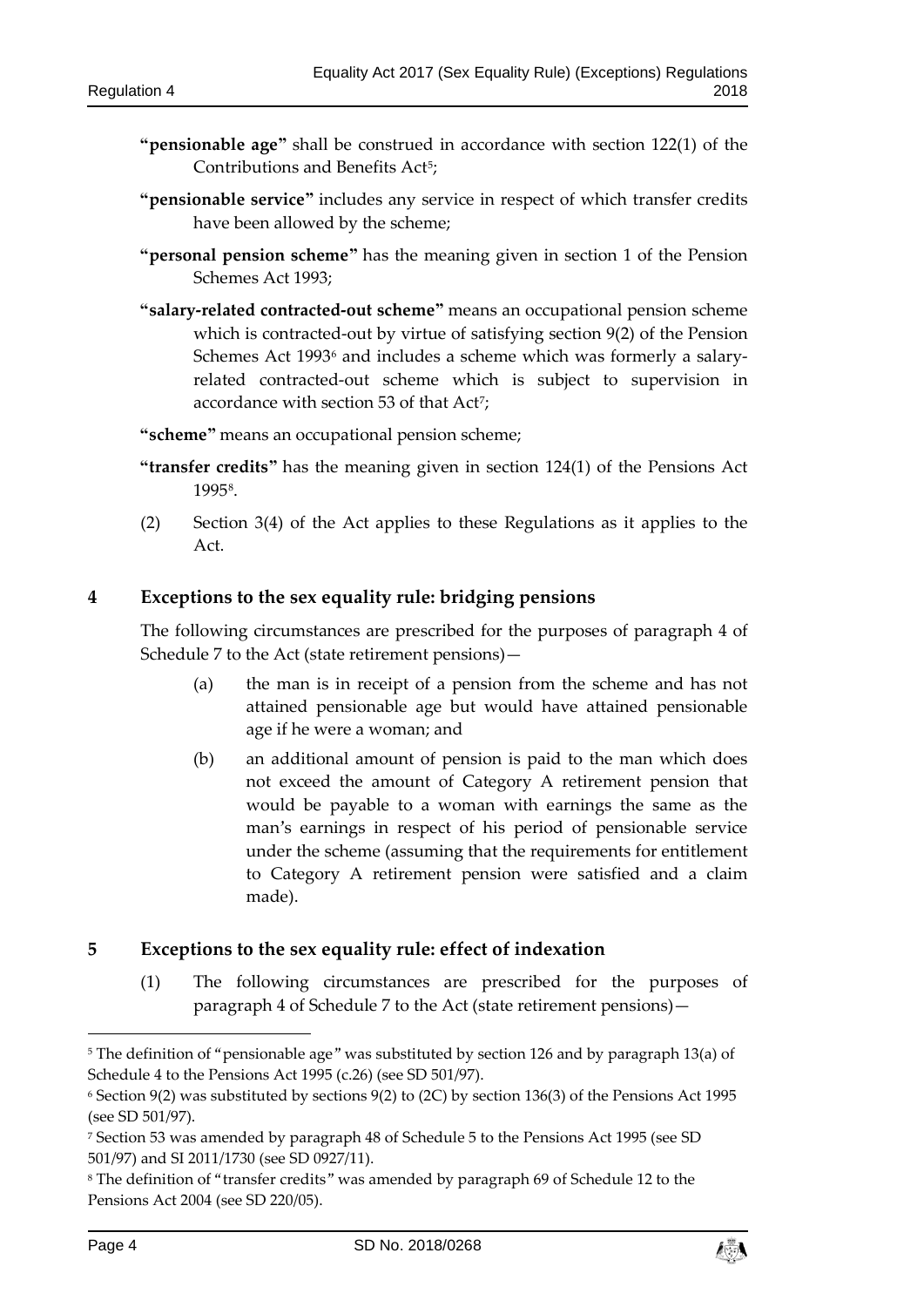**"pensionable age"** shall be construed in accordance with section 122(1) of the Contributions and Benefits Act[5];

**"pensionable service"** includes any service in respect of which transfer credits have been allowed by the scheme;

**"personal pension scheme"** has the meaning given in section 1 of the Pension Schemes Act 1993;

**"salary-related contracted-out scheme"** means an occupational pension scheme which is contracted-out by virtue of satisfying section 9(2) of the Pension Schemes Act 1993[6] and includes a scheme which was formerly a salary-related contracted-out scheme which is subject to supervision in accordance with section 53 of that Act[7];

**"scheme"** means an occupational pension scheme;

**"transfer credits"** has the meaning given in section 124(1) of the Pensions Act 1995[8].

(2) Section 3(4) of the Act applies to these Regulations as it applies to the Act.

## 4 Exceptions to the sex equality rule: bridging pensions

The following circumstances are prescribed for the purposes of paragraph 4 of Schedule 7 to the Act (state retirement pensions)—

(a) the man is in receipt of a pension from the scheme and has not attained pensionable age but would have attained pensionable age if he were a woman; and

(b) an additional amount of pension is paid to the man which does not exceed the amount of Category A retirement pension that would be payable to a woman with earnings the same as the man's earnings in respect of his period of pensionable service under the scheme (assuming that the requirements for entitlement to Category A retirement pension were satisfied and a claim made).

## 5 Exceptions to the sex equality rule: effect of indexation

(1) The following circumstances are prescribed for the purposes of paragraph 4 of Schedule 7 to the Act (state retirement pensions)—

---

[5] The definition of "pensionable age" was substituted by section 126 and by paragraph 13(a) of Schedule 4 to the Pensions Act 1995 (c.26) (see SD 501/97).

[6] Section 9(2) was substituted by sections 9(2) to (2C) by section 136(3) of the Pensions Act 1995 (see SD 501/97).

[7] Section 53 was amended by paragraph 48 of Schedule 5 to the Pensions Act 1995 (see SD 501/97) and SI 2011/1730 (see SD 0927/11).

[8] The definition of "transfer credits" was amended by paragraph 69 of Schedule 12 to the Pensions Act 2004 (see SD 220/05).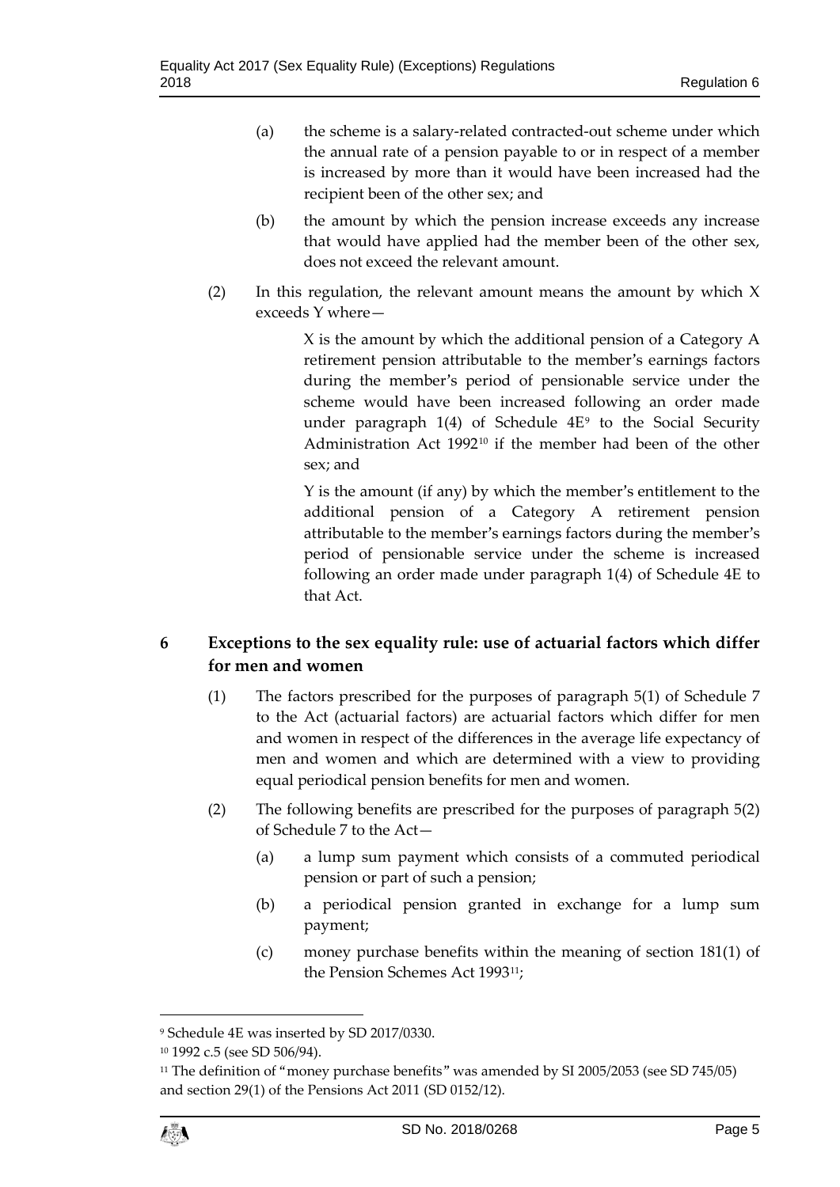(a) the scheme is a salary-related contracted-out scheme under which the annual rate of a pension payable to or in respect of a member is increased by more than it would have been increased had the recipient been of the other sex; and

(b) the amount by which the pension increase exceeds any increase that would have applied had the member been of the other sex, does not exceed the relevant amount.

(2) In this regulation, the relevant amount means the amount by which X exceeds Y where—

X is the amount by which the additional pension of a Category A retirement pension attributable to the member's earnings factors during the member's period of pensionable service under the scheme would have been increased following an order made under paragraph 1(4) of Schedule 4E[9] to the Social Security Administration Act 1992[10] if the member had been of the other sex; and

Y is the amount (if any) by which the member's entitlement to the additional pension of a Category A retirement pension attributable to the member's earnings factors during the member's period of pensionable service under the scheme is increased following an order made under paragraph 1(4) of Schedule 4E to that Act.

## 6 Exceptions to the sex equality rule: use of actuarial factors which differ for men and women

(1) The factors prescribed for the purposes of paragraph 5(1) of Schedule 7 to the Act (actuarial factors) are actuarial factors which differ for men and women in respect of the differences in the average life expectancy of men and women and which are determined with a view to providing equal periodical pension benefits for men and women.

(2) The following benefits are prescribed for the purposes of paragraph 5(2) of Schedule 7 to the Act—

(a) a lump sum payment which consists of a commuted periodical pension or part of such a pension;

(b) a periodical pension granted in exchange for a lump sum payment;

(c) money purchase benefits within the meaning of section 181(1) of the Pension Schemes Act 1993[11];

---

[9] Schedule 4E was inserted by SD 2017/0330.

[10] 1992 c.5 (see SD 506/94).

[11] The definition of "money purchase benefits" was amended by SI 2005/2053 (see SD 745/05) and section 29(1) of the Pensions Act 2011 (SD 0152/12).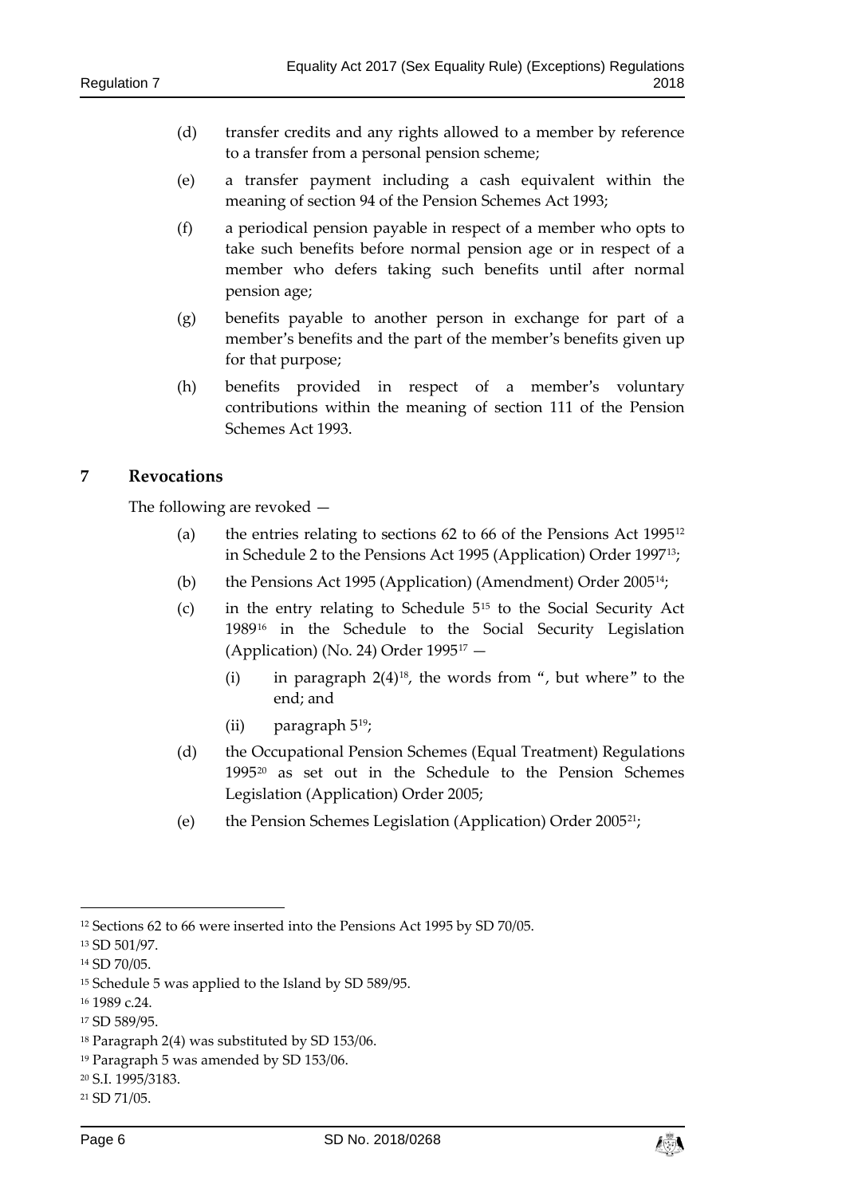(d) transfer credits and any rights allowed to a member by reference to a transfer from a personal pension scheme;

(e) a transfer payment including a cash equivalent within the meaning of section 94 of the Pension Schemes Act 1993;

(f) a periodical pension payable in respect of a member who opts to take such benefits before normal pension age or in respect of a member who defers taking such benefits until after normal pension age;

(g) benefits payable to another person in exchange for part of a member's benefits and the part of the member's benefits given up for that purpose;

(h) benefits provided in respect of a member's voluntary contributions within the meaning of section 111 of the Pension Schemes Act 1993.

## 7 Revocations

The following are revoked —

(a) the entries relating to sections 62 to 66 of the Pensions Act 1995[12] in Schedule 2 to the Pensions Act 1995 (Application) Order 1997[13];

(b) the Pensions Act 1995 (Application) (Amendment) Order 2005[14];

(c) in the entry relating to Schedule 5[15] to the Social Security Act 1989[16] in the Schedule to the Social Security Legislation (Application) (No. 24) Order 1995[17] —

(i) in paragraph 2(4)[18], the words from ", but where" to the end; and

(ii) paragraph 5[19];

(d) the Occupational Pension Schemes (Equal Treatment) Regulations 1995[20] as set out in the Schedule to the Pension Schemes Legislation (Application) Order 2005;

(e) the Pension Schemes Legislation (Application) Order 2005[21];

---

[12] Sections 62 to 66 were inserted into the Pensions Act 1995 by SD 70/05.

[13] SD 501/97.

[14] SD 70/05.

[15] Schedule 5 was applied to the Island by SD 589/95.

[16] 1989 c.24.

[17] SD 589/95.

[18] Paragraph 2(4) was substituted by SD 153/06.

[19] Paragraph 5 was amended by SD 153/06.

[20] S.I. 1995/3183.

[21] SD 71/05.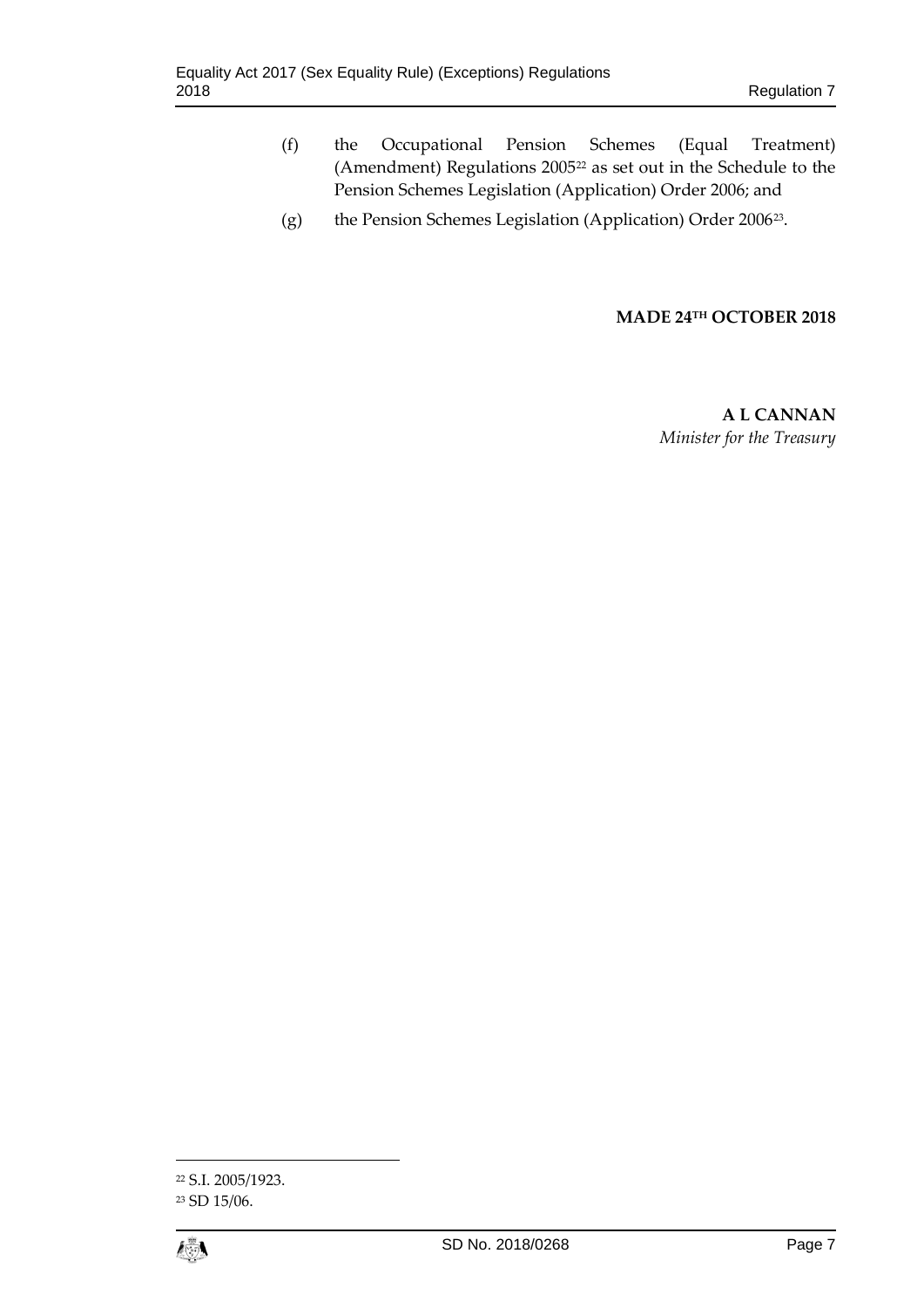(f) the Occupational Pension Schemes (Equal Treatment) (Amendment) Regulations 2005[22] as set out in the Schedule to the Pension Schemes Legislation (Application) Order 2006; and

(g) the Pension Schemes Legislation (Application) Order 2006[23].

**MADE 24TH OCTOBER 2018**

**A L CANNAN**
*Minister for the Treasury*

[22] S.I. 2005/1923.
[23] SD 15/06.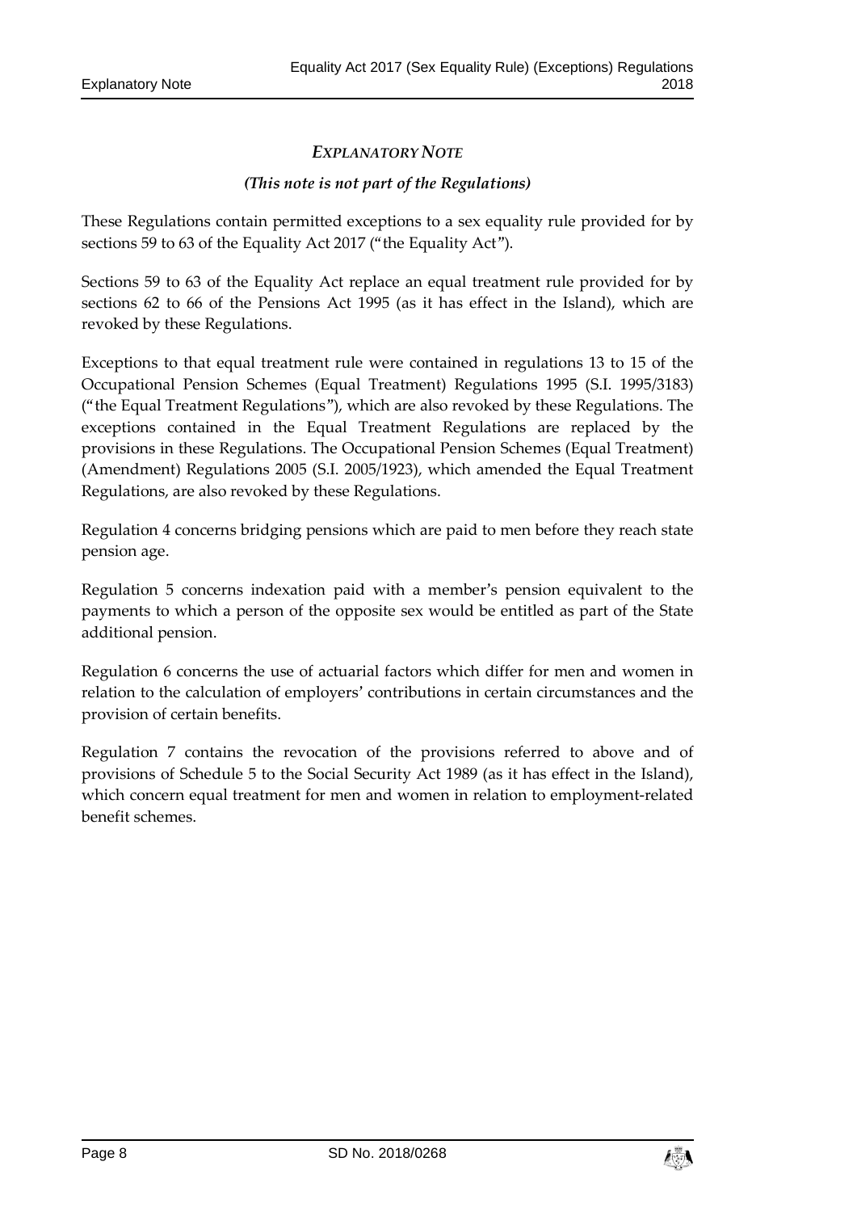## *EXPLANATORY NOTE*

***(This note is not part of the Regulations)***

These Regulations contain permitted exceptions to a sex equality rule provided for by sections 59 to 63 of the Equality Act 2017 ("the Equality Act").

Sections 59 to 63 of the Equality Act replace an equal treatment rule provided for by sections 62 to 66 of the Pensions Act 1995 (as it has effect in the Island), which are revoked by these Regulations.

Exceptions to that equal treatment rule were contained in regulations 13 to 15 of the Occupational Pension Schemes (Equal Treatment) Regulations 1995 (S.I. 1995/3183) ("the Equal Treatment Regulations"), which are also revoked by these Regulations. The exceptions contained in the Equal Treatment Regulations are replaced by the provisions in these Regulations. The Occupational Pension Schemes (Equal Treatment) (Amendment) Regulations 2005 (S.I. 2005/1923), which amended the Equal Treatment Regulations, are also revoked by these Regulations.

Regulation 4 concerns bridging pensions which are paid to men before they reach state pension age.

Regulation 5 concerns indexation paid with a member's pension equivalent to the payments to which a person of the opposite sex would be entitled as part of the State additional pension.

Regulation 6 concerns the use of actuarial factors which differ for men and women in relation to the calculation of employers' contributions in certain circumstances and the provision of certain benefits.

Regulation 7 contains the revocation of the provisions referred to above and of provisions of Schedule 5 to the Social Security Act 1989 (as it has effect in the Island), which concern equal treatment for men and women in relation to employment-related benefit schemes.